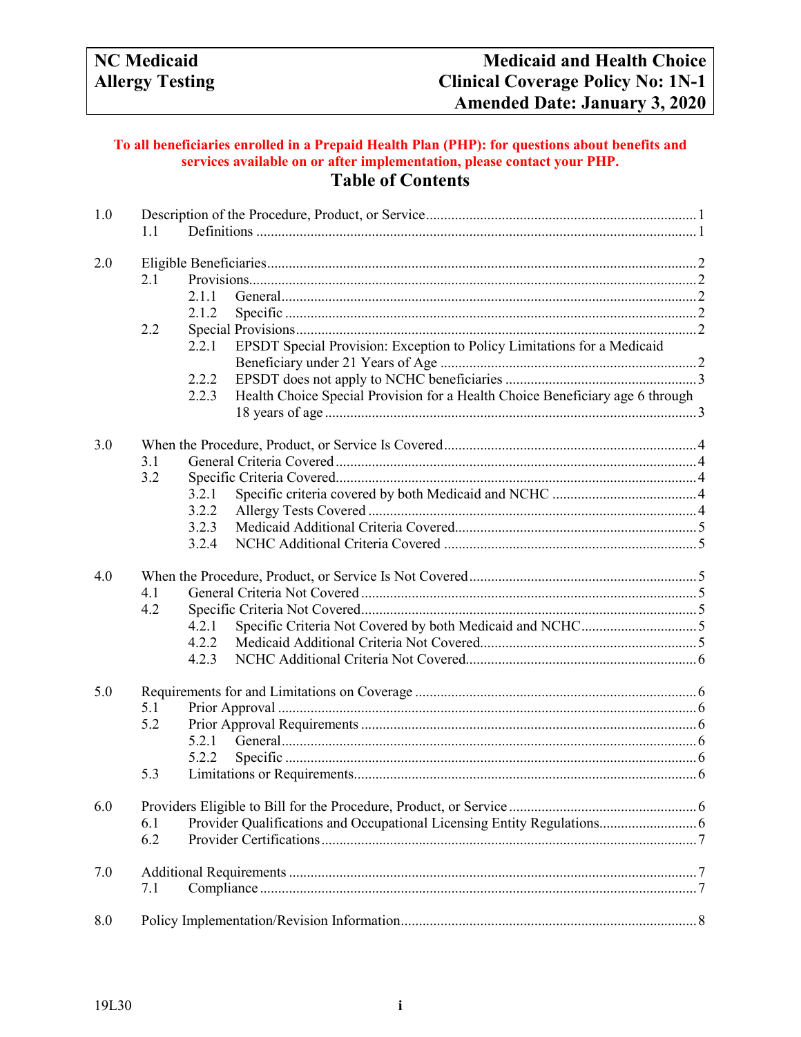| NC Medicaid | Medicaid and Health Choice |
|---|---|
| Allergy Testing | Clinical Coverage Policy No: 1N-1 |
| | Amended Date: January 3, 2020 |

**To all beneficiaries enrolled in a Prepaid Health Plan (PHP): for questions about benefits and services available on or after implementation, please contact your PHP.**

# Table of Contents

1.0 Description of the Procedure, Product, or Service ........ 1
- 1.1 Definitions ........ 1

2.0 Eligible Beneficiaries ........ 2
- 2.1 Provisions ........ 2
  - 2.1.1 General ........ 2
  - 2.1.2 Specific ........ 2
- 2.2 Special Provisions ........ 2
  - 2.2.1 EPSDT Special Provision: Exception to Policy Limitations for a Medicaid Beneficiary under 21 Years of Age ........ 2
  - 2.2.2 EPSDT does not apply to NCHC beneficiaries ........ 3
  - 2.2.3 Health Choice Special Provision for a Health Choice Beneficiary age 6 through 18 years of age ........ 3

3.0 When the Procedure, Product, or Service Is Covered ........ 4
- 3.1 General Criteria Covered ........ 4
- 3.2 Specific Criteria Covered ........ 4
  - 3.2.1 Specific criteria covered by both Medicaid and NCHC ........ 4
  - 3.2.2 Allergy Tests Covered ........ 4
  - 3.2.3 Medicaid Additional Criteria Covered ........ 5
  - 3.2.4 NCHC Additional Criteria Covered ........ 5

4.0 When the Procedure, Product, or Service Is Not Covered ........ 5
- 4.1 General Criteria Not Covered ........ 5
- 4.2 Specific Criteria Not Covered ........ 5
  - 4.2.1 Specific Criteria Not Covered by both Medicaid and NCHC ........ 5
  - 4.2.2 Medicaid Additional Criteria Not Covered ........ 5
  - 4.2.3 NCHC Additional Criteria Not Covered ........ 6

5.0 Requirements for and Limitations on Coverage ........ 6
- 5.1 Prior Approval ........ 6
- 5.2 Prior Approval Requirements ........ 6
  - 5.2.1 General ........ 6
  - 5.2.2 Specific ........ 6
- 5.3 Limitations or Requirements ........ 6

6.0 Providers Eligible to Bill for the Procedure, Product, or Service ........ 6
- 6.1 Provider Qualifications and Occupational Licensing Entity Regulations ........ 6
- 6.2 Provider Certifications ........ 7

7.0 Additional Requirements ........ 7
- 7.1 Compliance ........ 7

8.0 Policy Implementation/Revision Information ........ 8

19L30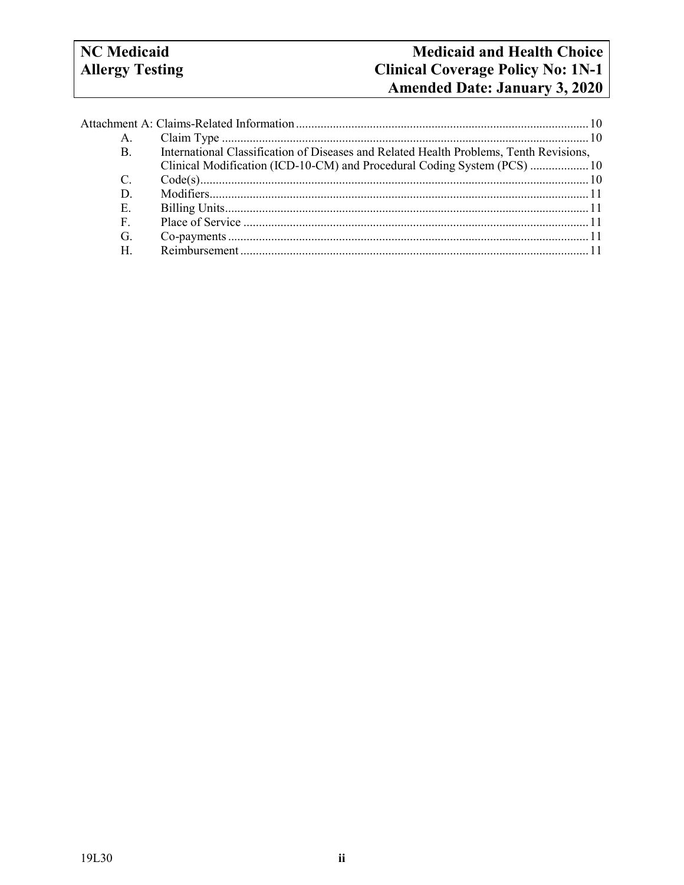Attachment A: Claims-Related Information ........ 10

- A. Claim Type ........ 10
- B. International Classification of Diseases and Related Health Problems, Tenth Revisions, Clinical Modification (ICD-10-CM) and Procedural Coding System (PCS) ........ 10
- C. Code(s) ........ 10
- D. Modifiers ........ 11
- E. Billing Units ........ 11
- F. Place of Service ........ 11
- G. Co-payments ........ 11
- H. Reimbursement ........ 11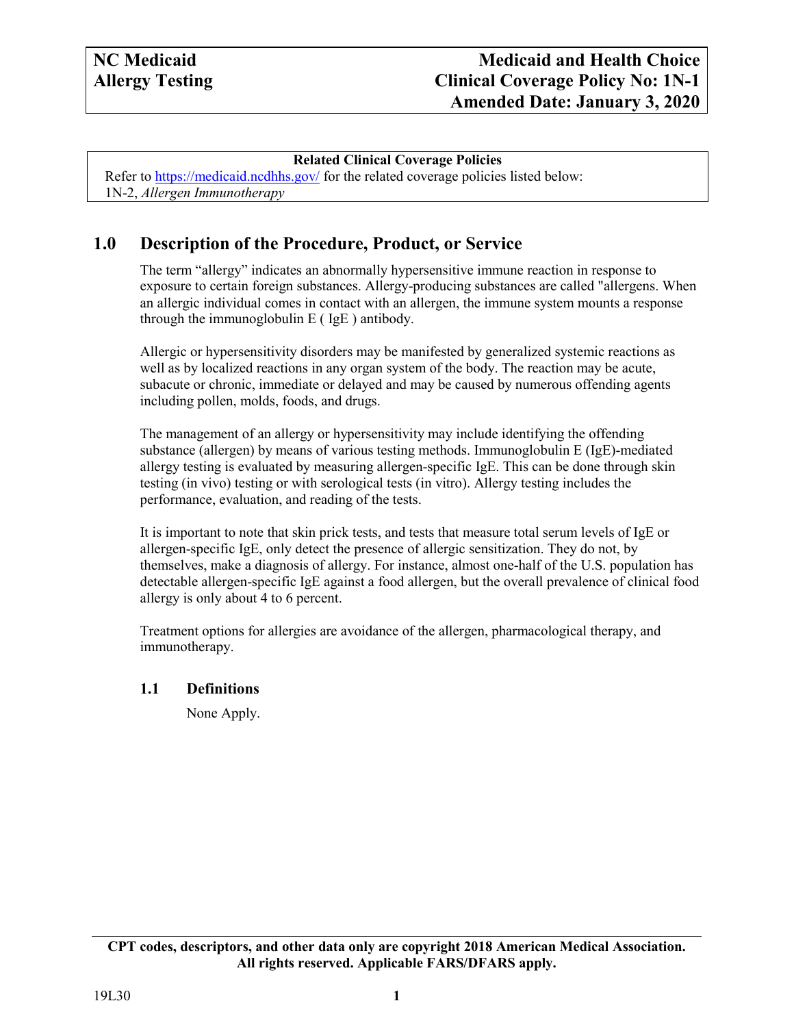## Related Clinical Coverage Policies

Refer to https://medicaid.ncdhhs.gov/ for the related coverage policies listed below:
1N-2, *Allergen Immunotherapy*

# 1.0 Description of the Procedure, Product, or Service

The term "allergy" indicates an abnormally hypersensitive immune reaction in response to exposure to certain foreign substances. Allergy-producing substances are called "allergens. When an allergic individual comes in contact with an allergen, the immune system mounts a response through the immunoglobulin E ( IgE ) antibody.

Allergic or hypersensitivity disorders may be manifested by generalized systemic reactions as well as by localized reactions in any organ system of the body. The reaction may be acute, subacute or chronic, immediate or delayed and may be caused by numerous offending agents including pollen, molds, foods, and drugs.

The management of an allergy or hypersensitivity may include identifying the offending substance (allergen) by means of various testing methods. Immunoglobulin E (IgE)-mediated allergy testing is evaluated by measuring allergen-specific IgE. This can be done through skin testing (in vivo) testing or with serological tests (in vitro). Allergy testing includes the performance, evaluation, and reading of the tests.

It is important to note that skin prick tests, and tests that measure total serum levels of IgE or allergen-specific IgE, only detect the presence of allergic sensitization. They do not, by themselves, make a diagnosis of allergy. For instance, almost one-half of the U.S. population has detectable allergen-specific IgE against a food allergen, but the overall prevalence of clinical food allergy is only about 4 to 6 percent.

Treatment options for allergies are avoidance of the allergen, pharmacological therapy, and immunotherapy.

## 1.1 Definitions

None Apply.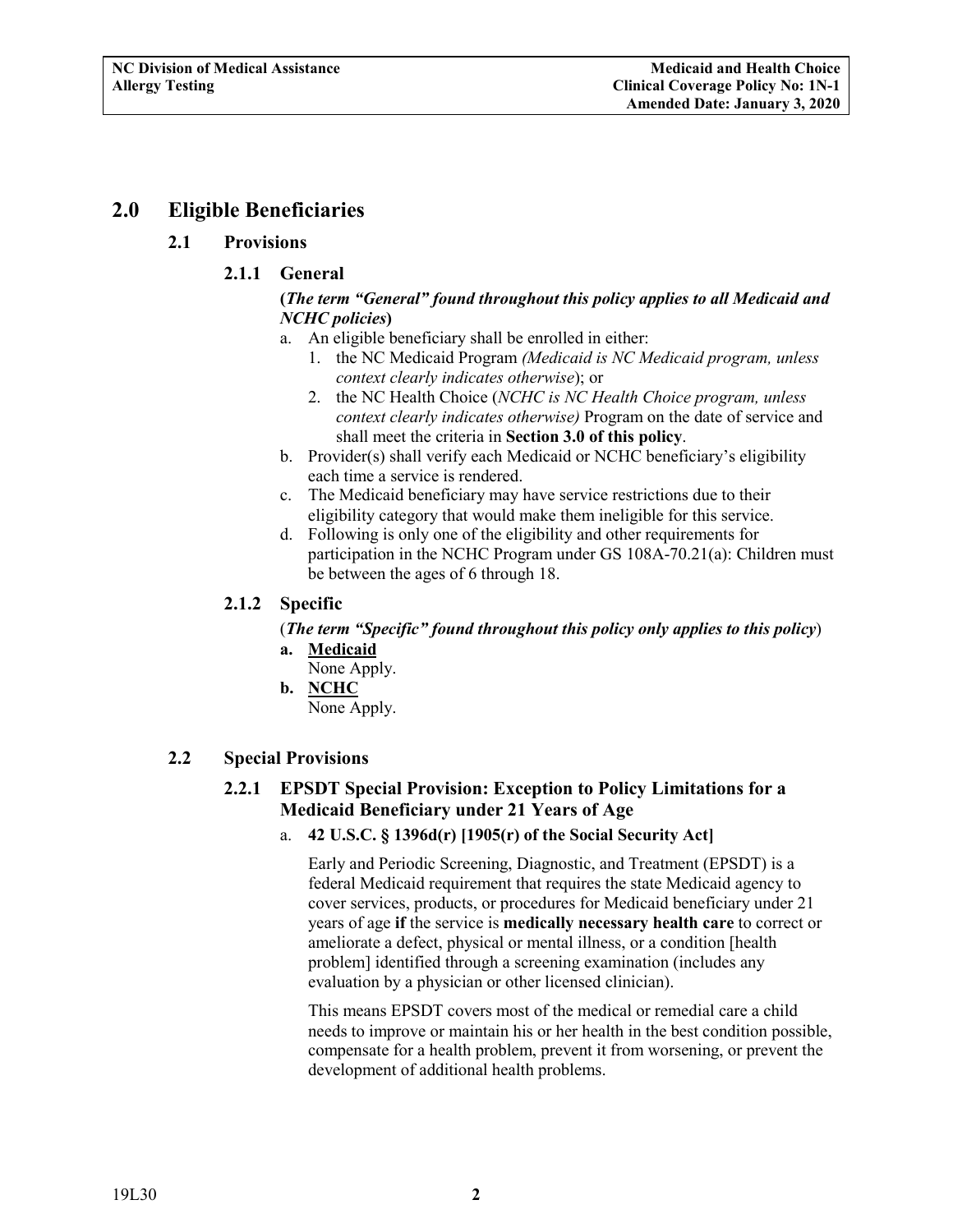# 2.0 Eligible Beneficiaries

## 2.1 Provisions

### 2.1.1 General

**(*The term "General" found throughout this policy applies to all Medicaid and NCHC policies*)**

a. An eligible beneficiary shall be enrolled in either:
   1. the NC Medicaid Program *(Medicaid is NC Medicaid program, unless context clearly indicates otherwise*); or
   2. the NC Health Choice (*NCHC is NC Health Choice program, unless context clearly indicates otherwise)* Program on the date of service and shall meet the criteria in **Section 3.0 of this policy**.

b. Provider(s) shall verify each Medicaid or NCHC beneficiary's eligibility each time a service is rendered.

c. The Medicaid beneficiary may have service restrictions due to their eligibility category that would make them ineligible for this service.

d. Following is only one of the eligibility and other requirements for participation in the NCHC Program under GS 108A-70.21(a): Children must be between the ages of 6 through 18.

### 2.1.2 Specific

(***The term "Specific" found throughout this policy only applies to this policy***)

**a. Medicaid**
None Apply.

**b. NCHC**
None Apply.

## 2.2 Special Provisions

### 2.2.1 EPSDT Special Provision: Exception to Policy Limitations for a Medicaid Beneficiary under 21 Years of Age

a. **42 U.S.C. § 1396d(r) [1905(r) of the Social Security Act]**

Early and Periodic Screening, Diagnostic, and Treatment (EPSDT) is a federal Medicaid requirement that requires the state Medicaid agency to cover services, products, or procedures for Medicaid beneficiary under 21 years of age **if** the service is **medically necessary health care** to correct or ameliorate a defect, physical or mental illness, or a condition [health problem] identified through a screening examination (includes any evaluation by a physician or other licensed clinician).

This means EPSDT covers most of the medical or remedial care a child needs to improve or maintain his or her health in the best condition possible, compensate for a health problem, prevent it from worsening, or prevent the development of additional health problems.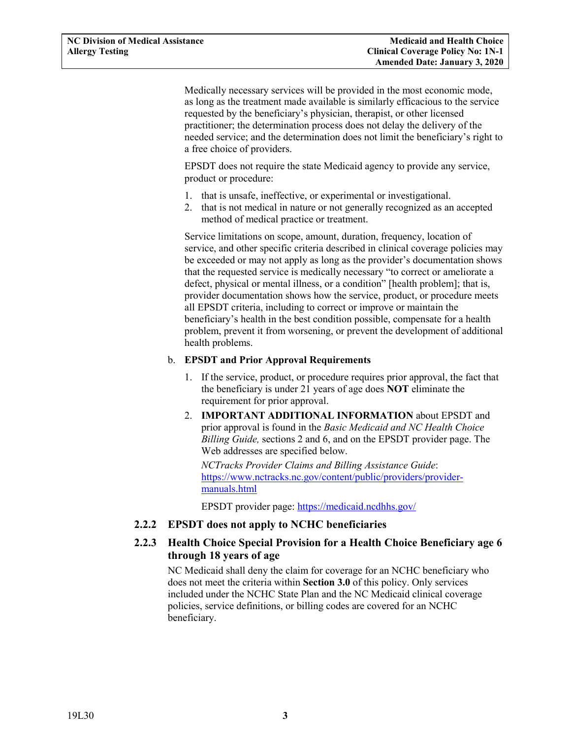Medically necessary services will be provided in the most economic mode, as long as the treatment made available is similarly efficacious to the service requested by the beneficiary's physician, therapist, or other licensed practitioner; the determination process does not delay the delivery of the needed service; and the determination does not limit the beneficiary's right to a free choice of providers.

EPSDT does not require the state Medicaid agency to provide any service, product or procedure:

1. that is unsafe, ineffective, or experimental or investigational.
2. that is not medical in nature or not generally recognized as an accepted method of medical practice or treatment.

Service limitations on scope, amount, duration, frequency, location of service, and other specific criteria described in clinical coverage policies may be exceeded or may not apply as long as the provider's documentation shows that the requested service is medically necessary "to correct or ameliorate a defect, physical or mental illness, or a condition" [health problem]; that is, provider documentation shows how the service, product, or procedure meets all EPSDT criteria, including to correct or improve or maintain the beneficiary's health in the best condition possible, compensate for a health problem, prevent it from worsening, or prevent the development of additional health problems.

b. **EPSDT and Prior Approval Requirements**

1. If the service, product, or procedure requires prior approval, the fact that the beneficiary is under 21 years of age does **NOT** eliminate the requirement for prior approval.
2. **IMPORTANT ADDITIONAL INFORMATION** about EPSDT and prior approval is found in the *Basic Medicaid and NC Health Choice Billing Guide,* sections 2 and 6, and on the EPSDT provider page. The Web addresses are specified below.

   *NCTracks Provider Claims and Billing Assistance Guide*: https://www.nctracks.nc.gov/content/public/providers/provider-manuals.html

   EPSDT provider page: https://medicaid.ncdhhs.gov/

### 2.2.2 EPSDT does not apply to NCHC beneficiaries

### 2.2.3 Health Choice Special Provision for a Health Choice Beneficiary age 6 through 18 years of age

NC Medicaid shall deny the claim for coverage for an NCHC beneficiary who does not meet the criteria within **Section 3.0** of this policy. Only services included under the NCHC State Plan and the NC Medicaid clinical coverage policies, service definitions, or billing codes are covered for an NCHC beneficiary.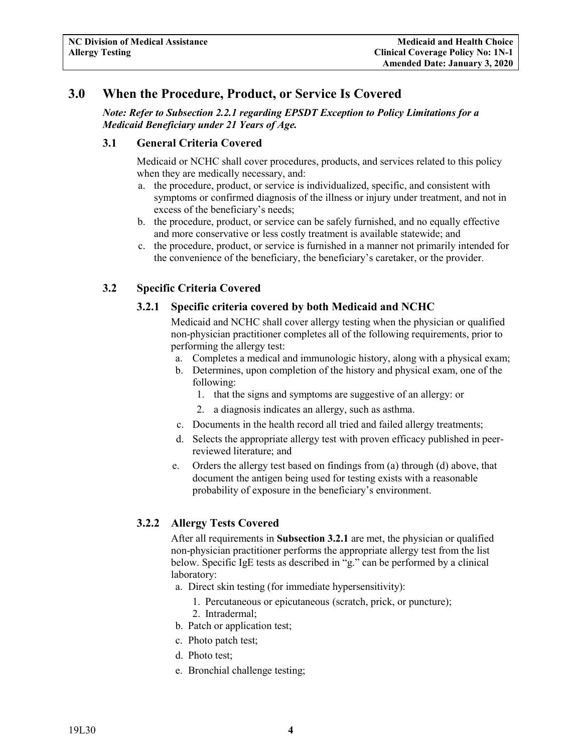# 3.0 When the Procedure, Product, or Service Is Covered

***Note: Refer to Subsection 2.2.1 regarding EPSDT Exception to Policy Limitations for a Medicaid Beneficiary under 21 Years of Age.***

## 3.1 General Criteria Covered

Medicaid or NCHC shall cover procedures, products, and services related to this policy when they are medically necessary, and:

a. the procedure, product, or service is individualized, specific, and consistent with symptoms or confirmed diagnosis of the illness or injury under treatment, and not in excess of the beneficiary's needs;
b. the procedure, product, or service can be safely furnished, and no equally effective and more conservative or less costly treatment is available statewide; and
c. the procedure, product, or service is furnished in a manner not primarily intended for the convenience of the beneficiary, the beneficiary's caretaker, or the provider.

## 3.2 Specific Criteria Covered

### 3.2.1 Specific criteria covered by both Medicaid and NCHC

Medicaid and NCHC shall cover allergy testing when the physician or qualified non-physician practitioner completes all of the following requirements, prior to performing the allergy test:

a. Completes a medical and immunologic history, along with a physical exam;
b. Determines, upon completion of the history and physical exam, one of the following:
   1. that the signs and symptoms are suggestive of an allergy: or
   2. a diagnosis indicates an allergy, such as asthma.
c. Documents in the health record all tried and failed allergy treatments;
d. Selects the appropriate allergy test with proven efficacy published in peer-reviewed literature; and
e. Orders the allergy test based on findings from (a) through (d) above, that document the antigen being used for testing exists with a reasonable probability of exposure in the beneficiary's environment.

### 3.2.2 Allergy Tests Covered

After all requirements in **Subsection 3.2.1** are met, the physician or qualified non-physician practitioner performs the appropriate allergy test from the list below. Specific IgE tests as described in "g." can be performed by a clinical laboratory:

a. Direct skin testing (for immediate hypersensitivity):
   1. Percutaneous or epicutaneous (scratch, prick, or puncture);
   2. Intradermal;
b. Patch or application test;
c. Photo patch test;
d. Photo test;
e. Bronchial challenge testing;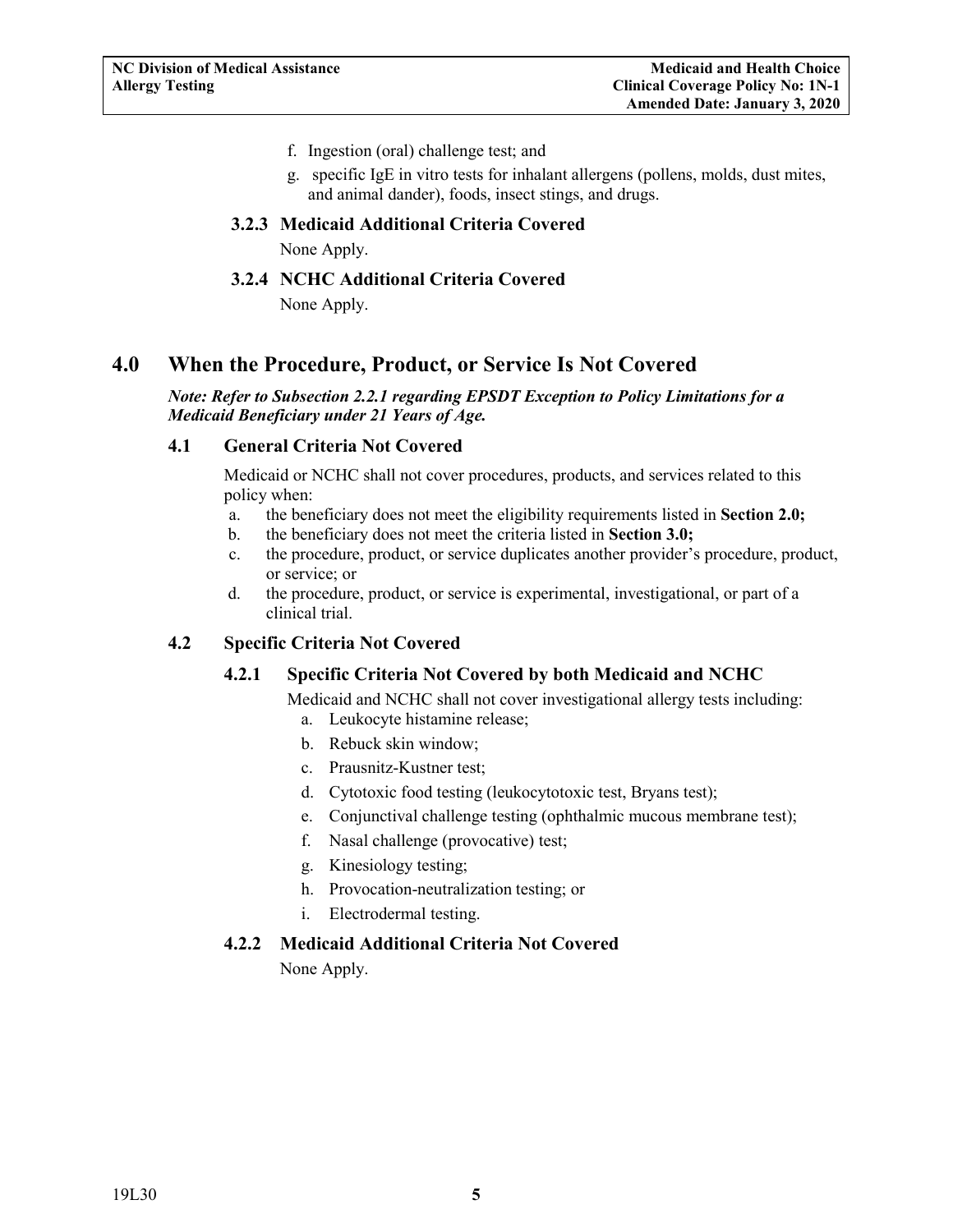f. Ingestion (oral) challenge test; and
g. specific IgE in vitro tests for inhalant allergens (pollens, molds, dust mites, and animal dander), foods, insect stings, and drugs.

#### 3.2.3 Medicaid Additional Criteria Covered

None Apply.

#### 3.2.4 NCHC Additional Criteria Covered

None Apply.

# 4.0 When the Procedure, Product, or Service Is Not Covered

***Note: Refer to Subsection 2.2.1 regarding EPSDT Exception to Policy Limitations for a Medicaid Beneficiary under 21 Years of Age.***

## 4.1 General Criteria Not Covered

Medicaid or NCHC shall not cover procedures, products, and services related to this policy when:

a. the beneficiary does not meet the eligibility requirements listed in **Section 2.0;**
b. the beneficiary does not meet the criteria listed in **Section 3.0;**
c. the procedure, product, or service duplicates another provider's procedure, product, or service; or
d. the procedure, product, or service is experimental, investigational, or part of a clinical trial.

## 4.2 Specific Criteria Not Covered

### 4.2.1 Specific Criteria Not Covered by both Medicaid and NCHC

Medicaid and NCHC shall not cover investigational allergy tests including:

a. Leukocyte histamine release;
b. Rebuck skin window;
c. Prausnitz-Kustner test;
d. Cytotoxic food testing (leukocytotoxic test, Bryans test);
e. Conjunctival challenge testing (ophthalmic mucous membrane test);
f. Nasal challenge (provocative) test;
g. Kinesiology testing;
h. Provocation-neutralization testing; or
i. Electrodermal testing.

### 4.2.2 Medicaid Additional Criteria Not Covered

None Apply.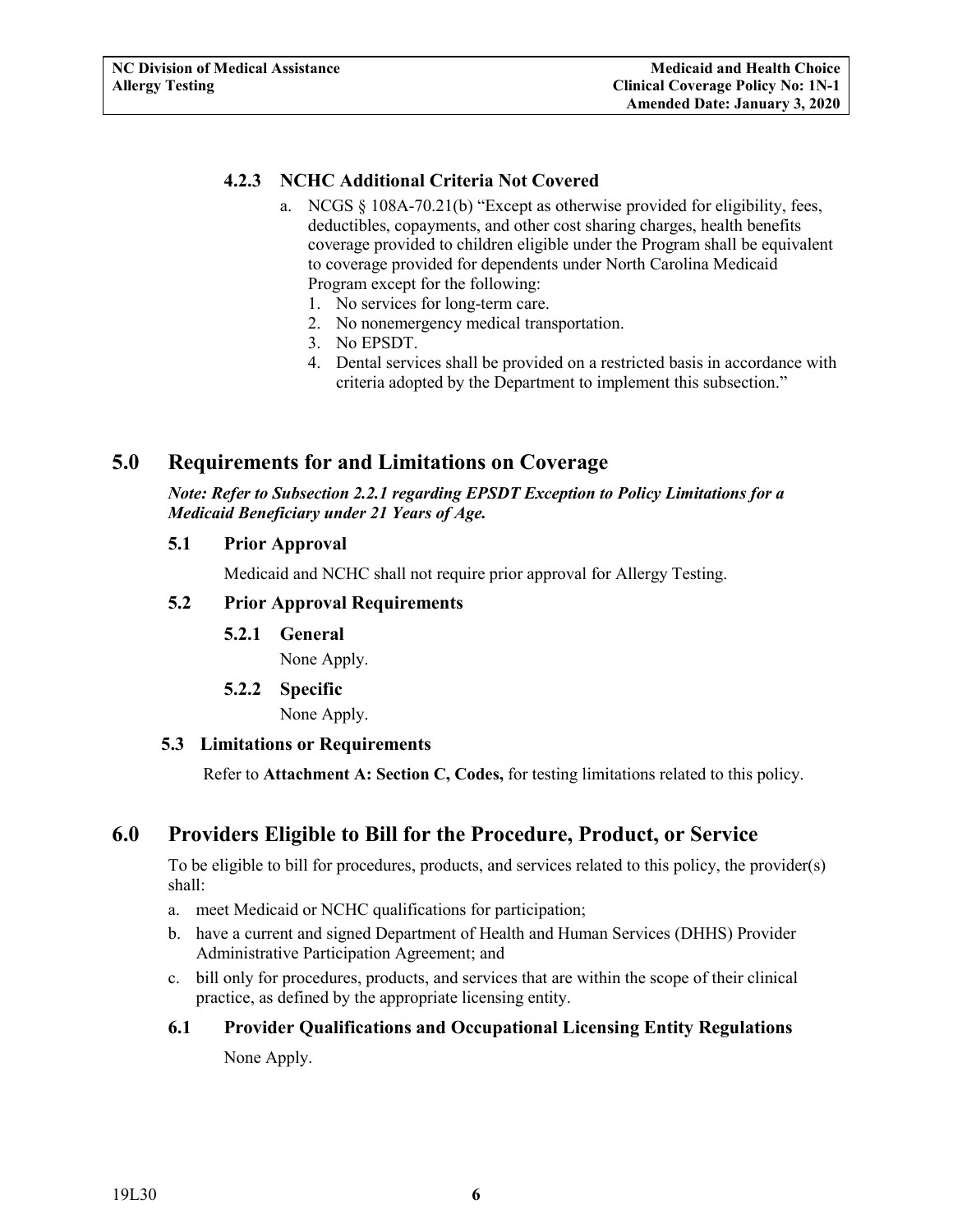#### 4.2.3 NCHC Additional Criteria Not Covered

a. NCGS § 108A-70.21(b) "Except as otherwise provided for eligibility, fees, deductibles, copayments, and other cost sharing charges, health benefits coverage provided to children eligible under the Program shall be equivalent to coverage provided for dependents under North Carolina Medicaid Program except for the following:
   1. No services for long-term care.
   2. No nonemergency medical transportation.
   3. No EPSDT.
   4. Dental services shall be provided on a restricted basis in accordance with criteria adopted by the Department to implement this subsection."

## 5.0 Requirements for and Limitations on Coverage

***Note: Refer to Subsection 2.2.1 regarding EPSDT Exception to Policy Limitations for a Medicaid Beneficiary under 21 Years of Age.***

### 5.1 Prior Approval

Medicaid and NCHC shall not require prior approval for Allergy Testing.

### 5.2 Prior Approval Requirements

#### 5.2.1 General

None Apply.

#### 5.2.2 Specific

None Apply.

### 5.3 Limitations or Requirements

Refer to **Attachment A: Section C, Codes,** for testing limitations related to this policy.

## 6.0 Providers Eligible to Bill for the Procedure, Product, or Service

To be eligible to bill for procedures, products, and services related to this policy, the provider(s) shall:

a. meet Medicaid or NCHC qualifications for participation;
b. have a current and signed Department of Health and Human Services (DHHS) Provider Administrative Participation Agreement; and
c. bill only for procedures, products, and services that are within the scope of their clinical practice, as defined by the appropriate licensing entity.

### 6.1 Provider Qualifications and Occupational Licensing Entity Regulations

None Apply.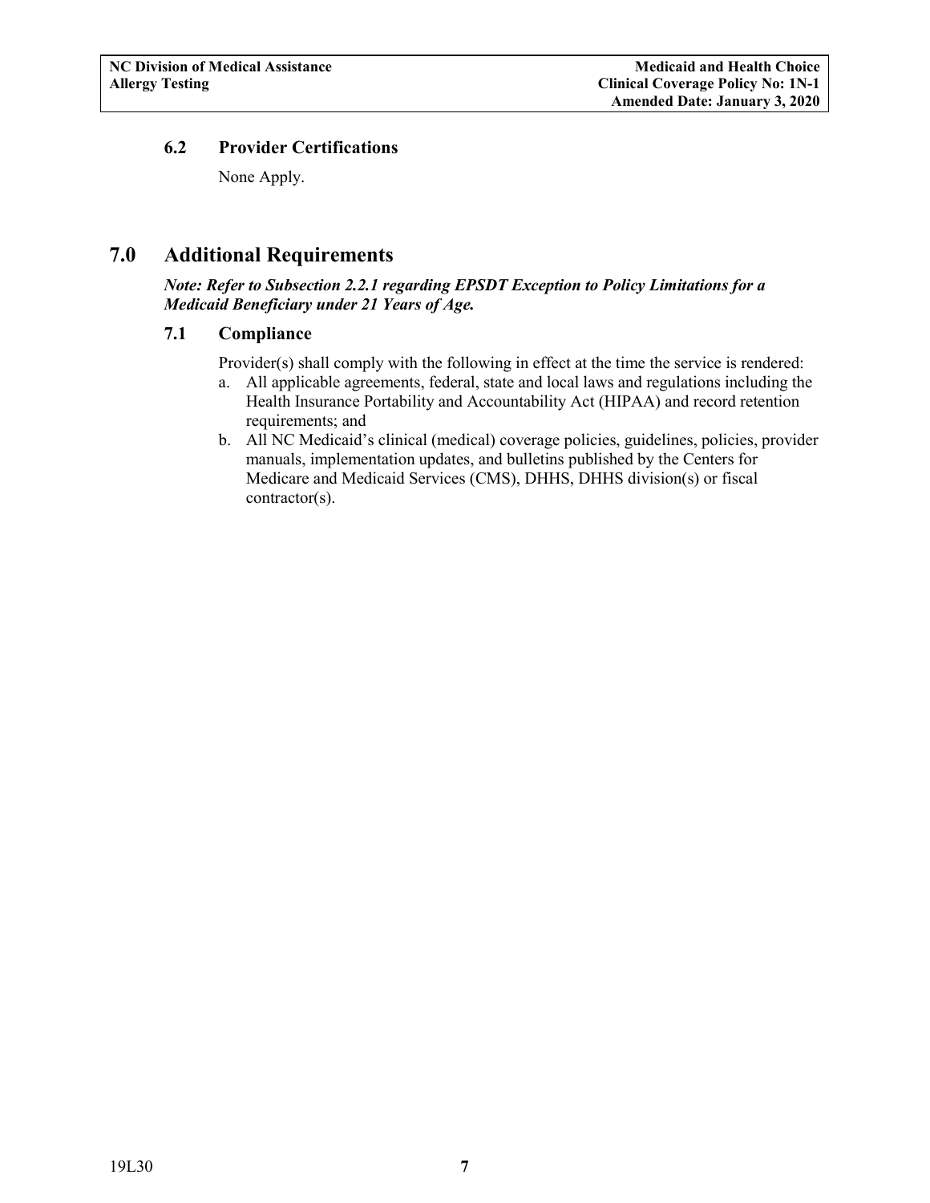### 6.2 Provider Certifications

None Apply.

## 7.0 Additional Requirements

***Note: Refer to Subsection 2.2.1 regarding EPSDT Exception to Policy Limitations for a Medicaid Beneficiary under 21 Years of Age.***

### 7.1 Compliance

Provider(s) shall comply with the following in effect at the time the service is rendered:

a. All applicable agreements, federal, state and local laws and regulations including the Health Insurance Portability and Accountability Act (HIPAA) and record retention requirements; and
b. All NC Medicaid's clinical (medical) coverage policies, guidelines, policies, provider manuals, implementation updates, and bulletins published by the Centers for Medicare and Medicaid Services (CMS), DHHS, DHHS division(s) or fiscal contractor(s).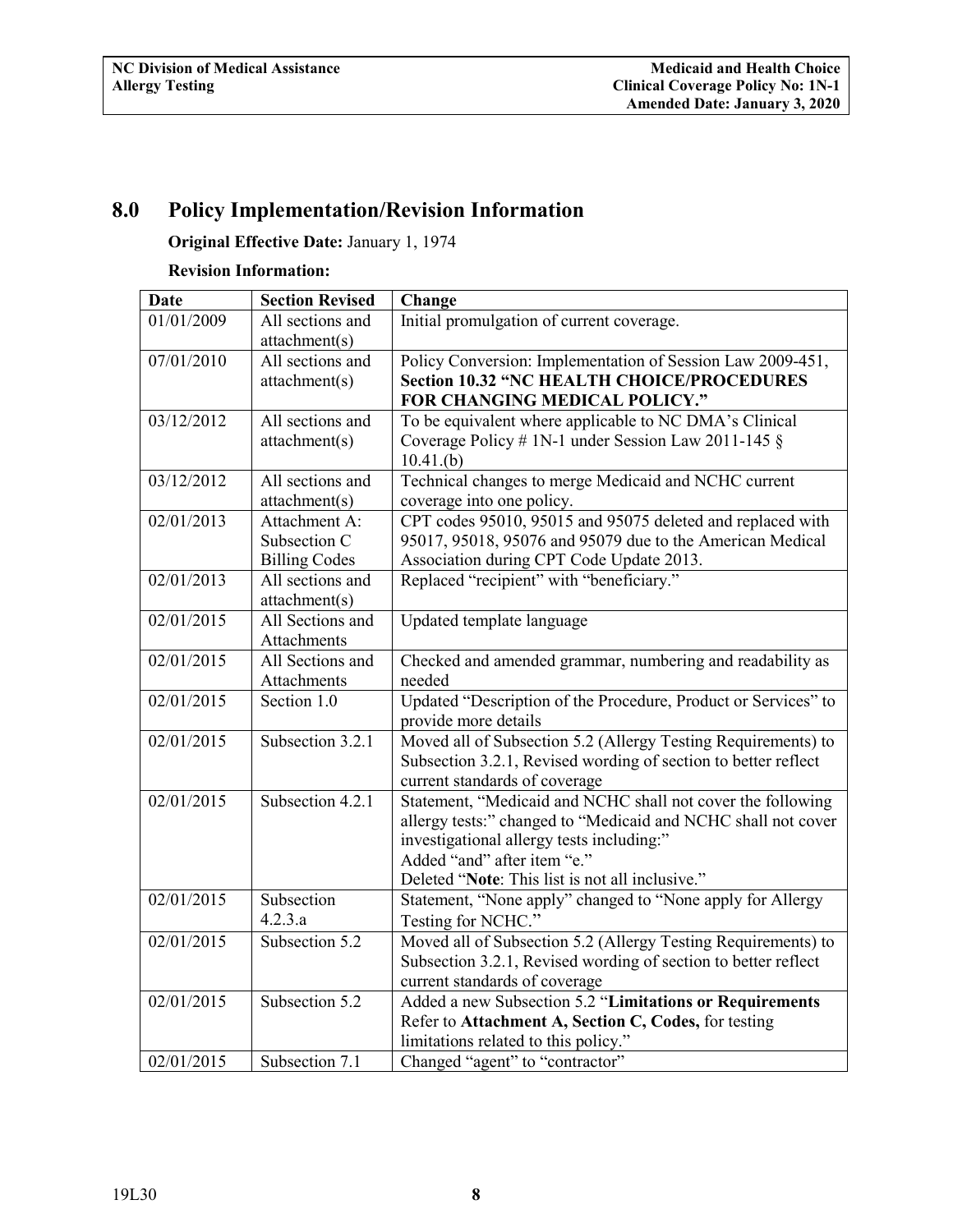## 8.0 Policy Implementation/Revision Information

**Original Effective Date:** January 1, 1974

**Revision Information:**

| Date | Section Revised | Change |
|---|---|---|
| 01/01/2009 | All sections and attachment(s) | Initial promulgation of current coverage. |
| 07/01/2010 | All sections and attachment(s) | Policy Conversion: Implementation of Session Law 2009-451, **Section 10.32 "NC HEALTH CHOICE/PROCEDURES FOR CHANGING MEDICAL POLICY."** |
| 03/12/2012 | All sections and attachment(s) | To be equivalent where applicable to NC DMA's Clinical Coverage Policy # 1N-1 under Session Law 2011-145 § 10.41.(b) |
| 03/12/2012 | All sections and attachment(s) | Technical changes to merge Medicaid and NCHC current coverage into one policy. |
| 02/01/2013 | Attachment A: Subsection C Billing Codes | CPT codes 95010, 95015 and 95075 deleted and replaced with 95017, 95018, 95076 and 95079 due to the American Medical Association during CPT Code Update 2013. |
| 02/01/2013 | All sections and attachment(s) | Replaced "recipient" with "beneficiary." |
| 02/01/2015 | All Sections and Attachments | Updated template language |
| 02/01/2015 | All Sections and Attachments | Checked and amended grammar, numbering and readability as needed |
| 02/01/2015 | Section 1.0 | Updated "Description of the Procedure, Product or Services" to provide more details |
| 02/01/2015 | Subsection 3.2.1 | Moved all of Subsection 5.2 (Allergy Testing Requirements) to Subsection 3.2.1, Revised wording of section to better reflect current standards of coverage |
| 02/01/2015 | Subsection 4.2.1 | Statement, "Medicaid and NCHC shall not cover the following allergy tests:" changed to "Medicaid and NCHC shall not cover investigational allergy tests including:" Added "and" after item "e." Deleted "**Note**: This list is not all inclusive." |
| 02/01/2015 | Subsection 4.2.3.a | Statement, "None apply" changed to "None apply for Allergy Testing for NCHC." |
| 02/01/2015 | Subsection 5.2 | Moved all of Subsection 5.2 (Allergy Testing Requirements) to Subsection 3.2.1, Revised wording of section to better reflect current standards of coverage |
| 02/01/2015 | Subsection 5.2 | Added a new Subsection 5.2 "**Limitations or Requirements** Refer to **Attachment A, Section C, Codes,** for testing limitations related to this policy." |
| 02/01/2015 | Subsection 7.1 | Changed "agent" to "contractor" |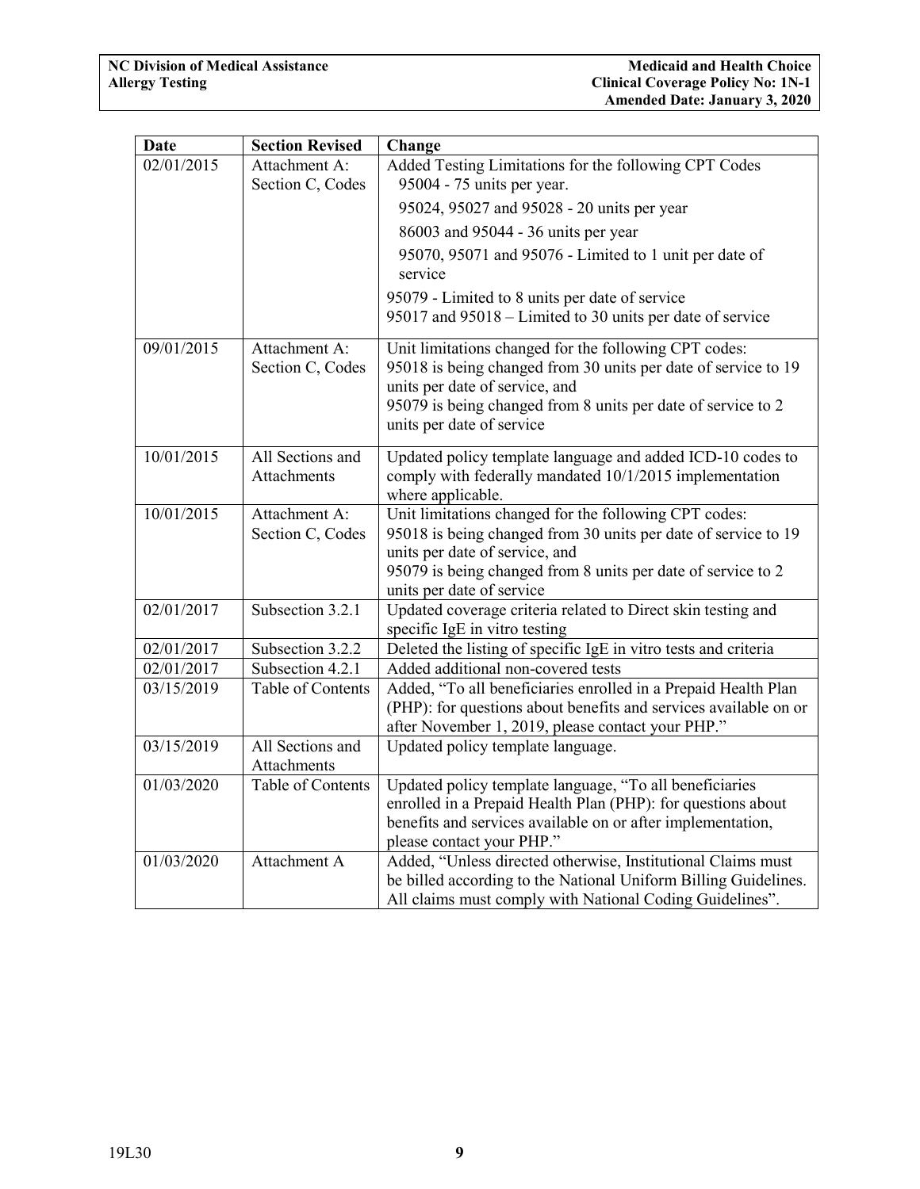| Date | Section Revised | Change |
|---|---|---|
| 02/01/2015 | Attachment A: Section C, Codes | Added Testing Limitations for the following CPT Codes<br>95004 - 75 units per year.<br>95024, 95027 and 95028 - 20 units per year<br>86003 and 95044 - 36 units per year<br>95070, 95071 and 95076 - Limited to 1 unit per date of service<br>95079 - Limited to 8 units per date of service<br>95017 and 95018 – Limited to 30 units per date of service |
| 09/01/2015 | Attachment A: Section C, Codes | Unit limitations changed for the following CPT codes:<br>95018 is being changed from 30 units per date of service to 19 units per date of service, and<br>95079 is being changed from 8 units per date of service to 2 units per date of service |
| 10/01/2015 | All Sections and Attachments | Updated policy template language and added ICD-10 codes to comply with federally mandated 10/1/2015 implementation where applicable. |
| 10/01/2015 | Attachment A: Section C, Codes | Unit limitations changed for the following CPT codes:<br>95018 is being changed from 30 units per date of service to 19 units per date of service, and<br>95079 is being changed from 8 units per date of service to 2 units per date of service |
| 02/01/2017 | Subsection 3.2.1 | Updated coverage criteria related to Direct skin testing and specific IgE in vitro testing |
| 02/01/2017 | Subsection 3.2.2 | Deleted the listing of specific IgE in vitro tests and criteria |
| 02/01/2017 | Subsection 4.2.1 | Added additional non-covered tests |
| 03/15/2019 | Table of Contents | Added, "To all beneficiaries enrolled in a Prepaid Health Plan (PHP): for questions about benefits and services available on or after November 1, 2019, please contact your PHP." |
| 03/15/2019 | All Sections and Attachments | Updated policy template language. |
| 01/03/2020 | Table of Contents | Updated policy template language, "To all beneficiaries enrolled in a Prepaid Health Plan (PHP): for questions about benefits and services available on or after implementation, please contact your PHP." |
| 01/03/2020 | Attachment A | Added, "Unless directed otherwise, Institutional Claims must be billed according to the National Uniform Billing Guidelines. All claims must comply with National Coding Guidelines". |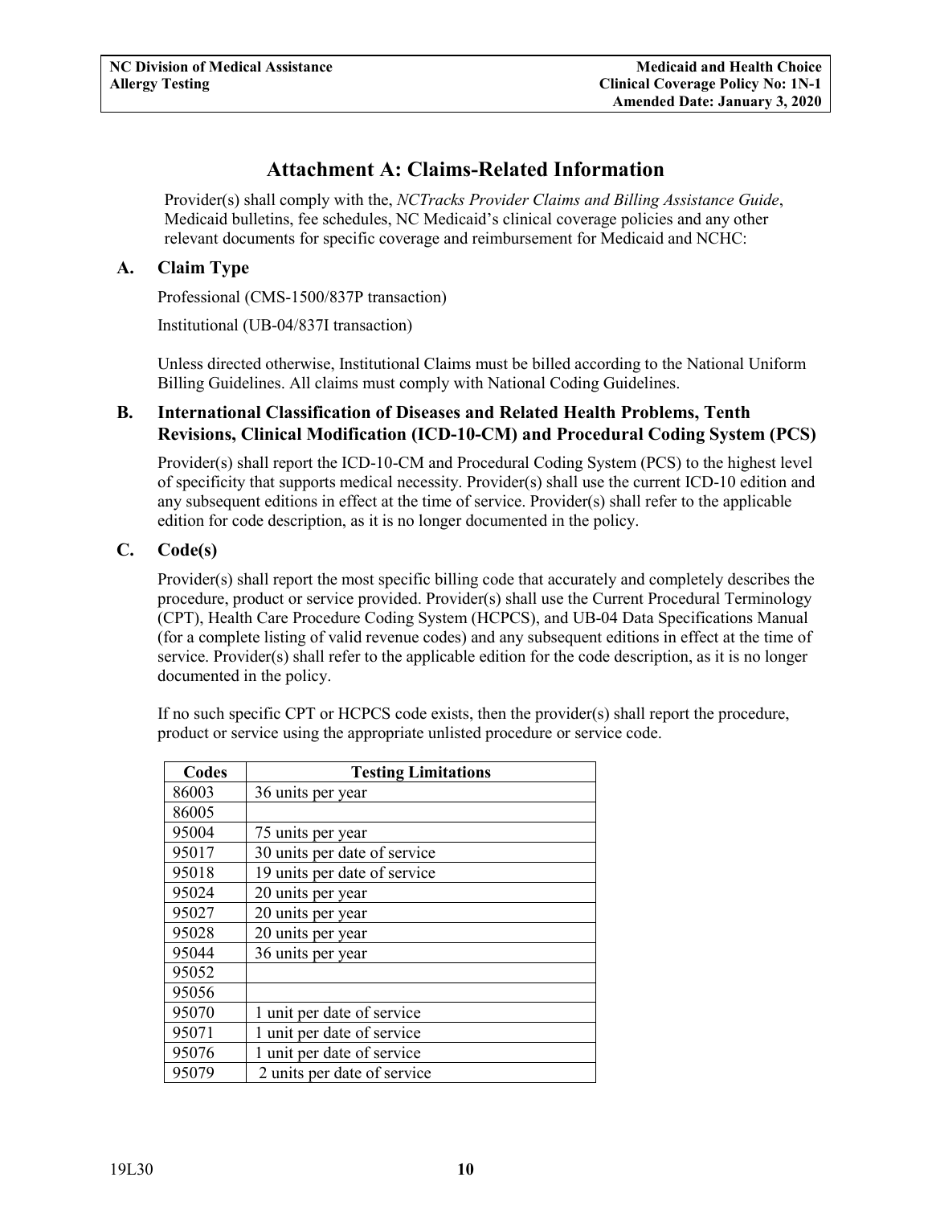# Attachment A: Claims-Related Information

Provider(s) shall comply with the, *NCTracks Provider Claims and Billing Assistance Guide*, Medicaid bulletins, fee schedules, NC Medicaid's clinical coverage policies and any other relevant documents for specific coverage and reimbursement for Medicaid and NCHC:

## A. Claim Type

Professional (CMS-1500/837P transaction)

Institutional (UB-04/837I transaction)

Unless directed otherwise, Institutional Claims must be billed according to the National Uniform Billing Guidelines. All claims must comply with National Coding Guidelines.

## B. International Classification of Diseases and Related Health Problems, Tenth Revisions, Clinical Modification (ICD-10-CM) and Procedural Coding System (PCS)

Provider(s) shall report the ICD-10-CM and Procedural Coding System (PCS) to the highest level of specificity that supports medical necessity. Provider(s) shall use the current ICD-10 edition and any subsequent editions in effect at the time of service. Provider(s) shall refer to the applicable edition for code description, as it is no longer documented in the policy.

## C. Code(s)

Provider(s) shall report the most specific billing code that accurately and completely describes the procedure, product or service provided. Provider(s) shall use the Current Procedural Terminology (CPT), Health Care Procedure Coding System (HCPCS), and UB-04 Data Specifications Manual (for a complete listing of valid revenue codes) and any subsequent editions in effect at the time of service. Provider(s) shall refer to the applicable edition for the code description, as it is no longer documented in the policy.

If no such specific CPT or HCPCS code exists, then the provider(s) shall report the procedure, product or service using the appropriate unlisted procedure or service code.

| Codes | Testing Limitations |
|---|---|
| 86003 | 36 units per year |
| 86005 | |
| 95004 | 75 units per year |
| 95017 | 30 units per date of service |
| 95018 | 19 units per date of service |
| 95024 | 20 units per year |
| 95027 | 20 units per year |
| 95028 | 20 units per year |
| 95044 | 36 units per year |
| 95052 | |
| 95056 | |
| 95070 | 1 unit per date of service |
| 95071 | 1 unit per date of service |
| 95076 | 1 unit per date of service |
| 95079 | 2 units per date of service |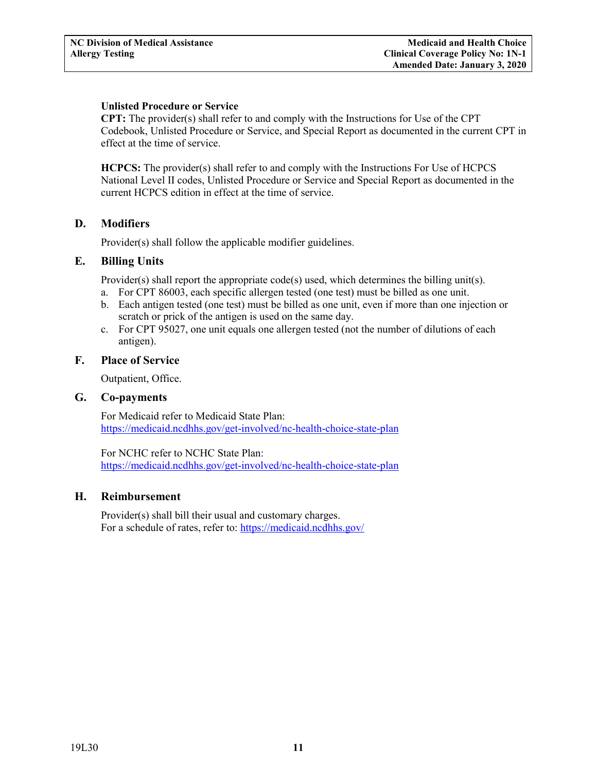**Unlisted Procedure or Service**

**CPT:** The provider(s) shall refer to and comply with the Instructions for Use of the CPT Codebook, Unlisted Procedure or Service, and Special Report as documented in the current CPT in effect at the time of service.

**HCPCS:** The provider(s) shall refer to and comply with the Instructions For Use of HCPCS National Level II codes, Unlisted Procedure or Service and Special Report as documented in the current HCPCS edition in effect at the time of service.

## D. Modifiers

Provider(s) shall follow the applicable modifier guidelines.

## E. Billing Units

Provider(s) shall report the appropriate code(s) used, which determines the billing unit(s).

a. For CPT 86003, each specific allergen tested (one test) must be billed as one unit.
b. Each antigen tested (one test) must be billed as one unit, even if more than one injection or scratch or prick of the antigen is used on the same day.
c. For CPT 95027, one unit equals one allergen tested (not the number of dilutions of each antigen).

## F. Place of Service

Outpatient, Office.

## G. Co-payments

For Medicaid refer to Medicaid State Plan:
https://medicaid.ncdhhs.gov/get-involved/nc-health-choice-state-plan

For NCHC refer to NCHC State Plan:
https://medicaid.ncdhhs.gov/get-involved/nc-health-choice-state-plan

## H. Reimbursement

Provider(s) shall bill their usual and customary charges.
For a schedule of rates, refer to: https://medicaid.ncdhhs.gov/